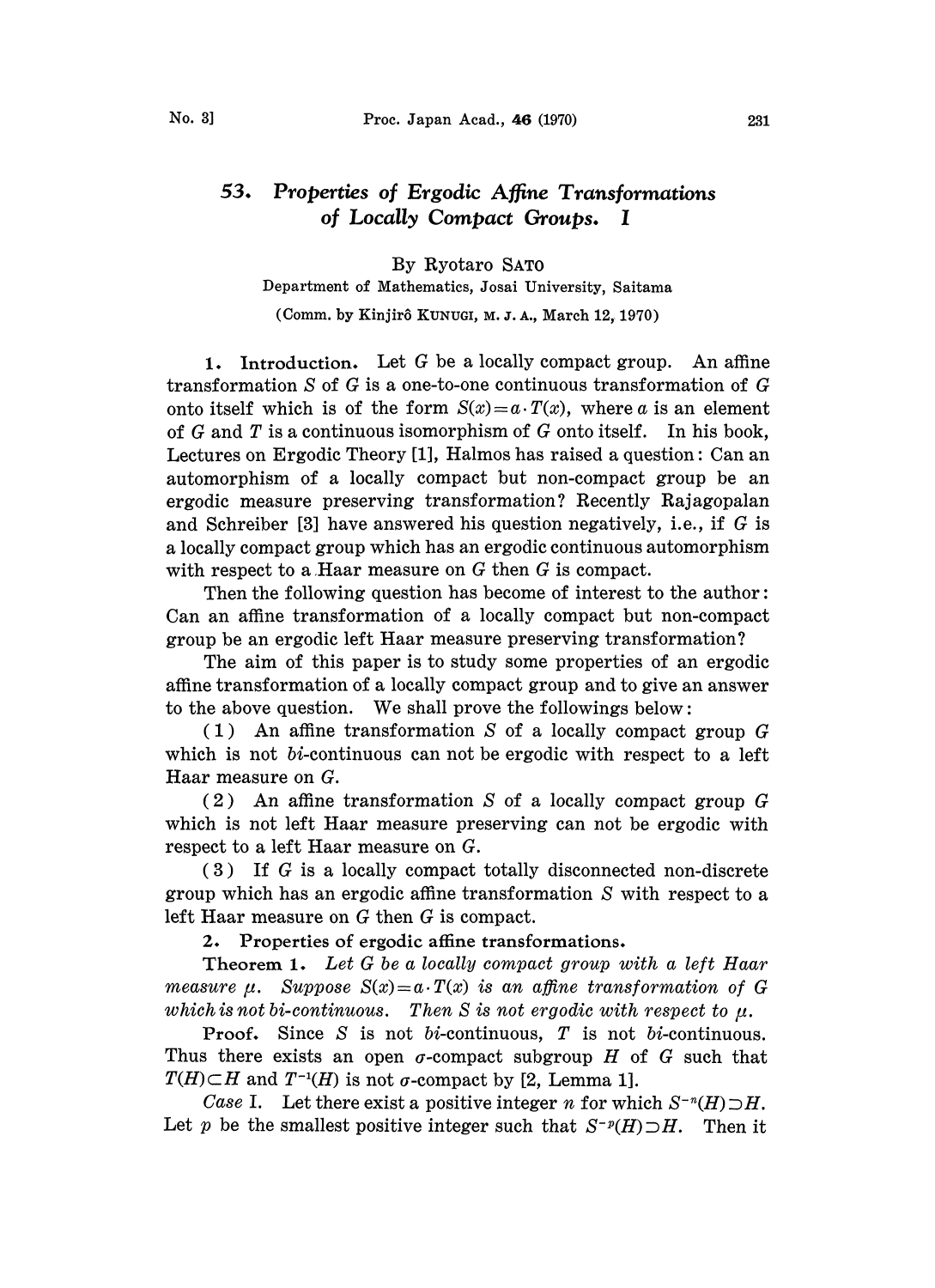# 53. *Properties of Ergodic Affine Transformations of Locally Compact Groups. I*

By Ryotaro SATO

Department of Mathematics, Josai University, Saitama

(Comm. by Kinjirô KUNUGI, M. J. A., March 12, 1970)

**1. Introduction.** Let $G$ be a locally compact group. An affine transformation $S$ of $G$ is a one-to-one continuous transformation of $G$ onto itself which is of the form $S(x)=a\cdot T(x)$, where $a$ is an element of $G$ and $T$ is a continuous isomorphism of $G$ onto itself. In his book, Lectures on Ergodic Theory [1], Halmos has raised a question: Can an automorphism of a locally compact but non-compact group be an ergodic measure preserving transformation? Recently Rajagopalan and Schreiber [3] have answered his question negatively, i.e., if $G$ is a locally compact group which has an ergodic continuous automorphism with respect to a Haar measure on $G$ then $G$ is compact.

Then the following question has become of interest to the author: Can an affine transformation of a locally compact but non-compact group be an ergodic left Haar measure preserving transformation?

The aim of this paper is to study some properties of an ergodic affine transformation of a locally compact group and to give an answer to the above question. We shall prove the followings below:

(1) An affine transformation $S$ of a locally compact group $G$ which is not *bi*-continuous can not be ergodic with respect to a left Haar measure on $G$.

(2) An affine transformation $S$ of a locally compact group $G$ which is not left Haar measure preserving can not be ergodic with respect to a left Haar measure on $G$.

(3) If $G$ is a locally compact totally disconnected non-discrete group which has an ergodic affine transformation $S$ with respect to a left Haar measure on $G$ then $G$ is compact.

**2. Properties of ergodic affine transformations.**

**Theorem 1.** *Let $G$ be a locally compact group with a left Haar measure $\mu$. Suppose $S(x)=a\cdot T(x)$ is an affine transformation of $G$ which is not bi-continuous. Then $S$ is not ergodic with respect to $\mu$.*

**Proof.** Since $S$ is not *bi*-continuous, $T$ is not *bi*-continuous. Thus there exists an open $\sigma$-compact subgroup $H$ of $G$ such that $T(H)\subset H$ and $T^{-1}(H)$ is not $\sigma$-compact by [2, Lemma 1].

*Case* I. Let there exist a positive integer $n$ for which $S^{-n}(H)\supset H$. Let $p$ be the smallest positive integer such that $S^{-p}(H)\supset H$. Then it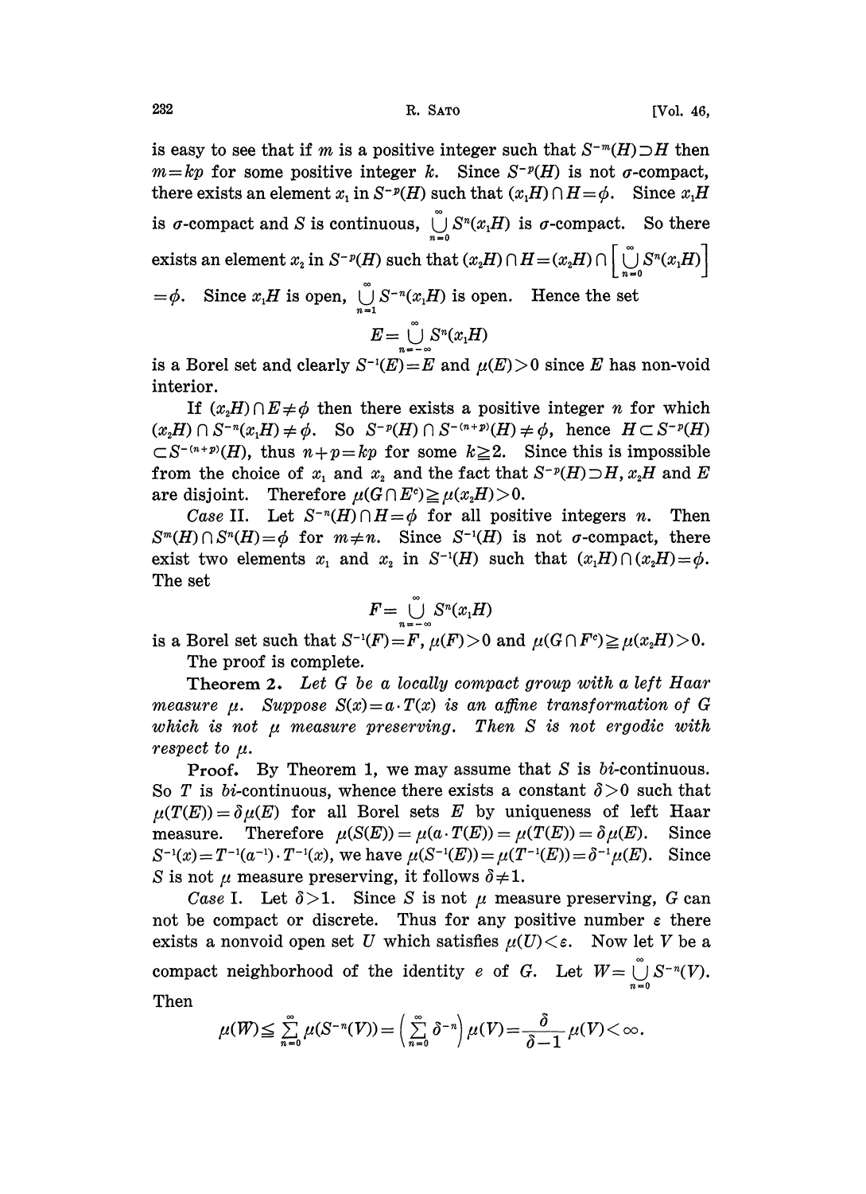is easy to see that if $m$ is a positive integer such that $S^{-m}(H) \supset H$ then $m = kp$ for some positive integer $k$. Since $S^{-p}(H)$ is not $\sigma$-compact, there exists an element $x_1$ in $S^{-p}(H)$ such that $(x_1 H) \cap H = \phi$. Since $x_1 H$ is $\sigma$-compact and $S$ is continuous, $\bigcup_{n=0}^{\infty} S^n(x_1 H)$ is $\sigma$-compact. So there exists an element $x_2$ in $S^{-p}(H)$ such that $(x_2 H) \cap H = (x_2 H) \cap \left[ \bigcup_{n=0}^{\infty} S^n(x_1 H) \right] = \phi$. Since $x_1 H$ is open, $\bigcup_{n=1}^{\infty} S^{-n}(x_1 H)$ is open. Hence the set

$$E = \bigcup_{n=-\infty}^{\infty} S^n(x_1 H)$$

is a Borel set and clearly $S^{-1}(E) = E$ and $\mu(E) > 0$ since $E$ has non-void interior.

If $(x_2 H) \cap E \neq \phi$ then there exists a positive integer $n$ for which $(x_2 H) \cap S^{-n}(x_1 H) \neq \phi$. So $S^{-p}(H) \cap S^{-(n+p)}(H) \neq \phi$, hence $H \subset S^{-p}(H) \subset S^{-(n+p)}(H)$, thus $n + p = kp$ for some $k \geqq 2$. Since this is impossible from the choice of $x_1$ and $x_2$ and the fact that $S^{-p}(H) \supset H$, $x_2 H$ and $E$ are disjoint. Therefore $\mu(G \cap E^c) \geqq \mu(x_2 H) > 0$.

*Case* II. Let $S^{-n}(H) \cap H = \phi$ for all positive integers $n$. Then $S^m(H) \cap S^n(H) = \phi$ for $m \neq n$. Since $S^{-1}(H)$ is not $\sigma$-compact, there exist two elements $x_1$ and $x_2$ in $S^{-1}(H)$ such that $(x_1 H) \cap (x_2 H) = \phi$. The set

$$F = \bigcup_{n=-\infty}^{\infty} S^n(x_1 H)$$

is a Borel set such that $S^{-1}(F) = F$, $\mu(F) > 0$ and $\mu(G \cap F^c) \geqq \mu(x_2 H) > 0$.

The proof is complete.

**Theorem 2.** *Let $G$ be a locally compact group with a left Haar measure $\mu$. Suppose $S(x) = a \cdot T(x)$ is an affine transformation of $G$ which is not $\mu$ measure preserving. Then $S$ is not ergodic with respect to $\mu$.*

**Proof.** By Theorem 1, we may assume that $S$ is *bi*-continuous. So $T$ is *bi*-continuous, whence there exists a constant $\delta > 0$ such that $\mu(T(E)) = \delta \mu(E)$ for all Borel sets $E$ by uniqueness of left Haar measure. Therefore $\mu(S(E)) = \mu(a \cdot T(E)) = \mu(T(E)) = \delta \mu(E)$. Since $S^{-1}(x) = T^{-1}(a^{-1}) \cdot T^{-1}(x)$, we have $\mu(S^{-1}(E)) = \mu(T^{-1}(E)) = \delta^{-1} \mu(E)$. Since $S$ is not $\mu$ measure preserving, it follows $\delta \neq 1$.

*Case* I. Let $\delta > 1$. Since $S$ is not $\mu$ measure preserving, $G$ can not be compact or discrete. Thus for any positive number $\varepsilon$ there exists a nonvoid open set $U$ which satisfies $\mu(U) < \varepsilon$. Now let $V$ be a compact neighborhood of the identity $e$ of $G$. Let $W = \bigcup_{n=0}^{\infty} S^{-n}(V)$. Then

$$\mu(W) \leqq \sum_{n=0}^{\infty} \mu(S^{-n}(V)) = \left( \sum_{n=0}^{\infty} \delta^{-n} \right) \mu(V) = \frac{\delta}{\delta - 1} \mu(V) < \infty.$$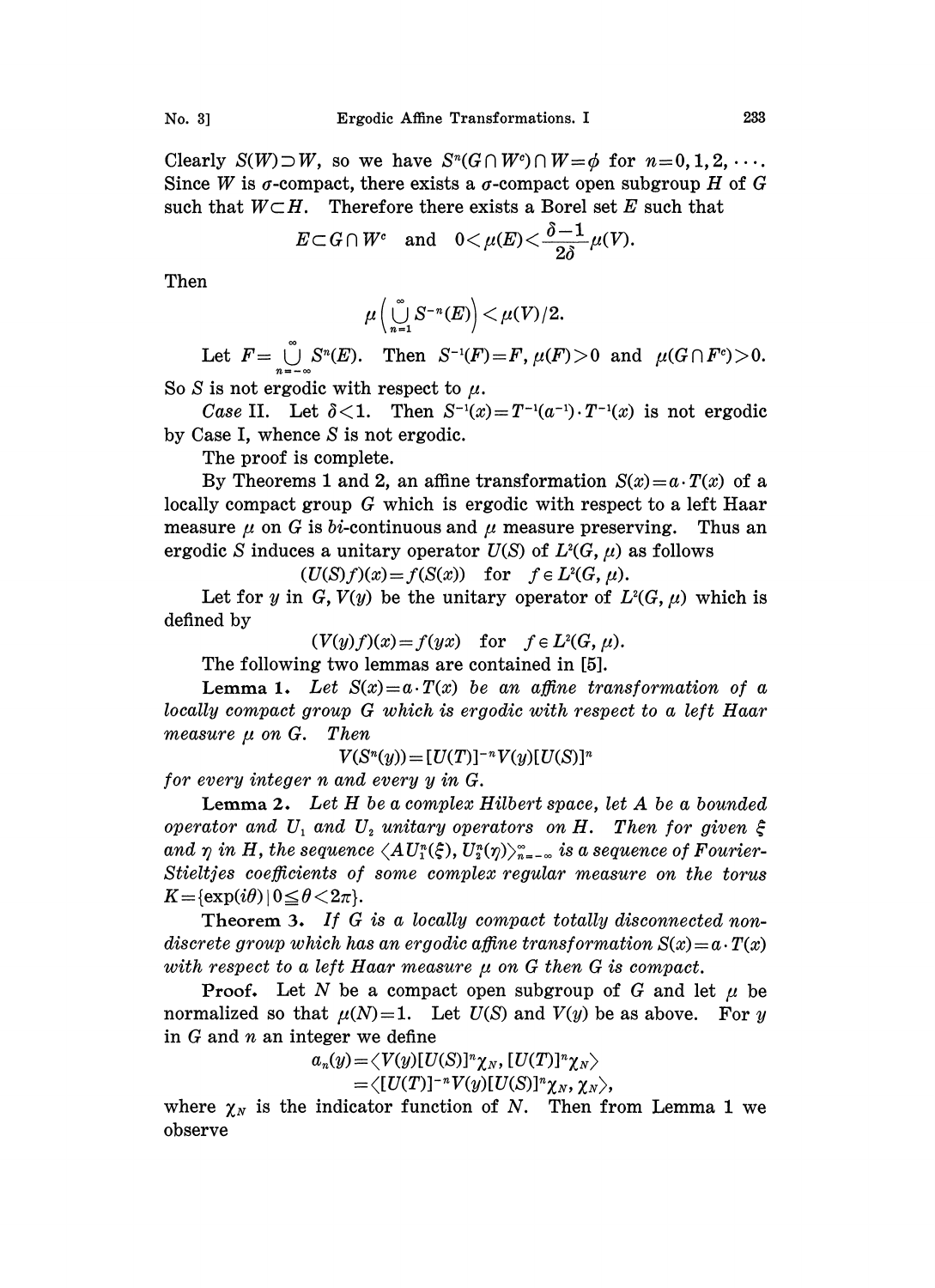Clearly $S(W)\supset W$, so we have $S^n(G\cap W^c)\cap W=\phi$ for $n=0,1,2,\cdots$. Since $W$ is $\sigma$-compact, there exists a $\sigma$-compact open subgroup $H$ of $G$ such that $W\subset H$. Therefore there exists a Borel set $E$ such that

$$E\subset G\cap W^c \quad\text{and}\quad 0<\mu(E)<\frac{\delta-1}{2\delta}\mu(V).$$

Then

$$\mu\Big(\bigcup_{n=1}^{\infty}S^{-n}(E)\Big)<\mu(V)/2.$$

Let $F=\bigcup_{n=-\infty}^{\infty}S^n(E)$. Then $S^{-1}(F)=F$, $\mu(F)>0$ and $\mu(G\cap F^c)>0$. So $S$ is not ergodic with respect to $\mu$.

*Case* II. Let $\delta<1$. Then $S^{-1}(x)=T^{-1}(a^{-1})\cdot T^{-1}(x)$ is not ergodic by Case I, whence $S$ is not ergodic.

The proof is complete.

By Theorems 1 and 2, an affine transformation $S(x)=a\cdot T(x)$ of a locally compact group $G$ which is ergodic with respect to a left Haar measure $\mu$ on $G$ is *bi*-continuous and $\mu$ measure preserving. Thus an ergodic $S$ induces a unitary operator $U(S)$ of $L^2(G,\mu)$ as follows

$$(U(S)f)(x)=f(S(x)) \quad\text{for}\quad f\in L^2(G,\mu).$$

Let for $y$ in $G$, $V(y)$ be the unitary operator of $L^2(G,\mu)$ which is defined by

$$(V(y)f)(x)=f(yx) \quad\text{for}\quad f\in L^2(G,\mu).$$

The following two lemmas are contained in [5].

**Lemma 1.** *Let $S(x)=a\cdot T(x)$ be an affine transformation of a locally compact group $G$ which is ergodic with respect to a left Haar measure $\mu$ on $G$. Then*

$$V(S^n(y))=[U(T)]^{-n}V(y)[U(S)]^n$$

*for every integer $n$ and every $y$ in $G$.*

**Lemma 2.** *Let $H$ be a complex Hilbert space, let $A$ be a bounded operator and $U_1$ and $U_2$ unitary operators on $H$. Then for given $\xi$ and $\eta$ in $H$, the sequence $\langle AU_1^n(\xi), U_2^n(\eta)\rangle_{n=-\infty}^{\infty}$ is a sequence of Fourier-Stieltjes coefficients of some complex regular measure on the torus $K=\{\exp(i\theta)\mid 0\leqq\theta<2\pi\}$.*

**Theorem 3.** *If $G$ is a locally compact totally disconnected non-discrete group which has an ergodic affine transformation $S(x)=a\cdot T(x)$ with respect to a left Haar measure $\mu$ on $G$ then $G$ is compact.*

**Proof.** Let $N$ be a compact open subgroup of $G$ and let $\mu$ be normalized so that $\mu(N)=1$. Let $U(S)$ and $V(y)$ be as above. For $y$ in $G$ and $n$ an integer we define

$$\begin{aligned}a_n(y)&=\langle V(y)[U(S)]^n\chi_N, [U(T)]^n\chi_N\rangle\\&=\langle [U(T)]^{-n}V(y)[U(S)]^n\chi_N, \chi_N\rangle,\end{aligned}$$

where $\chi_N$ is the indicator function of $N$. Then from Lemma 1 we observe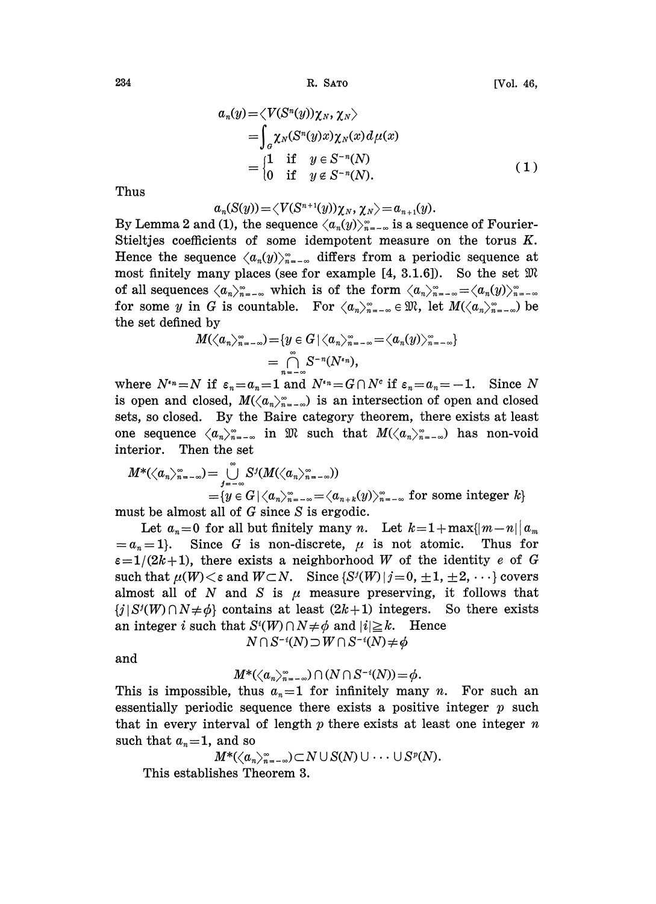$$
\begin{aligned}
a_n(y) &= \langle V(S^n(y))\chi_N, \chi_N \rangle \\
&= \int_G \chi_N(S^n(y)x)\chi_N(x)\,d\mu(x) \\
&= \begin{cases} 1 & \text{if} \quad y \in S^{-n}(N) \\ 0 & \text{if} \quad y \notin S^{-n}(N). \end{cases}
\end{aligned} \tag{1}
$$

Thus

$$
a_n(S(y)) = \langle V(S^{n+1}(y))\chi_N, \chi_N \rangle = a_{n+1}(y).
$$

By Lemma 2 and (1), the sequence $\langle a_n(y) \rangle_{n=-\infty}^{\infty}$ is a sequence of Fourier-Stieltjes coefficients of some idempotent measure on the torus $K$. Hence the sequence $\langle a_n(y) \rangle_{n=-\infty}^{\infty}$ differs from a periodic sequence at most finitely many places (see for example [4, 3.1.6]). So the set $\mathfrak{M}$ of all sequences $\langle a_n \rangle_{n=-\infty}^{\infty}$ which is of the form $\langle a_n \rangle_{n=-\infty}^{\infty} = \langle a_n(y) \rangle_{n=-\infty}^{\infty}$ for some $y$ in $G$ is countable. For $\langle a_n \rangle_{n=-\infty}^{\infty} \in \mathfrak{M}$, let $M(\langle a_n \rangle_{n=-\infty}^{\infty})$ be the set defined by

$$
\begin{aligned}
M(\langle a_n \rangle_{n=-\infty}^{\infty}) &= \{ y \in G \mid \langle a_n \rangle_{n=-\infty}^{\infty} = \langle a_n(y) \rangle_{n=-\infty}^{\infty} \} \\
&= \bigcap_{n=-\infty}^{\infty} S^{-n}(N^{\varepsilon_n}),
\end{aligned}
$$

where $N^{\varepsilon_n} = N$ if $\varepsilon_n = a_n = 1$ and $N^{\varepsilon_n} = G \cap N^c$ if $\varepsilon_n = a_n = -1$. Since $N$ is open and closed, $M(\langle a_n \rangle_{n=-\infty}^{\infty})$ is an intersection of open and closed sets, so closed. By the Baire category theorem, there exists at least one sequence $\langle a_n \rangle_{n=-\infty}^{\infty}$ in $\mathfrak{M}$ such that $M(\langle a_n \rangle_{n=-\infty}^{\infty})$ has non-void interior. Then the set

$$
\begin{aligned}
M^*(\langle a_n \rangle_{n=-\infty}^{\infty}) &= \bigcup_{j=-\infty}^{\infty} S^j(M(\langle a_n \rangle_{n=-\infty}^{\infty})) \\
&= \{ y \in G \mid \langle a_n \rangle_{n=-\infty}^{\infty} = \langle a_{n+k}(y) \rangle_{n=-\infty}^{\infty} \text{ for some integer } k \}
\end{aligned}
$$

must be almost all of $G$ since $S$ is ergodic.

Let $a_n = 0$ for all but finitely many $n$. Let $k = 1 + \max\{|m-n| \mid a_m = a_n = 1\}$. Since $G$ is non-discrete, $\mu$ is not atomic. Thus for $\varepsilon = 1/(2k+1)$, there exists a neighborhood $W$ of the identity $e$ of $G$ such that $\mu(W) < \varepsilon$ and $W \subset N$. Since $\{S^j(W) \mid j = 0, \pm 1, \pm 2, \cdots\}$ covers almost all of $N$ and $S$ is $\mu$ measure preserving, it follows that $\{j \mid S^j(W) \cap N \neq \phi\}$ contains at least $(2k+1)$ integers. So there exists an integer $i$ such that $S^i(W) \cap N \neq \phi$ and $|i| \geq k$. Hence

$$
N \cap S^{-i}(N) \supset W \cap S^{-i}(N) \neq \phi
$$

and

$$
M^*(\langle a_n \rangle_{n=-\infty}^{\infty}) \cap (N \cap S^{-i}(N)) = \phi.
$$

This is impossible, thus $a_n = 1$ for infinitely many $n$. For such an essentially periodic sequence there exists a positive integer $p$ such that in every interval of length $p$ there exists at least one integer $n$ such that $a_n = 1$, and so

$$
M^*(\langle a_n \rangle_{n=-\infty}^{\infty}) \subset N \cup S(N) \cup \cdots \cup S^p(N).
$$

This establishes Theorem 3.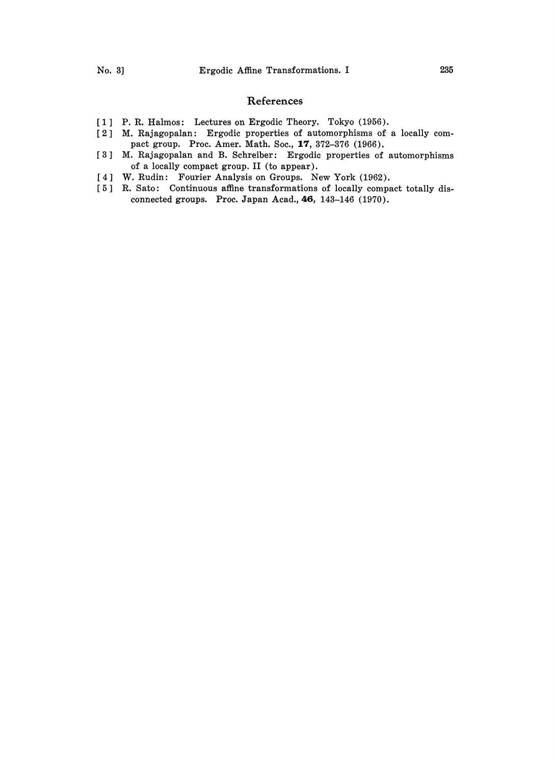## References

[1] P. R. Halmos: Lectures on Ergodic Theory. Tokyo (1956).

[2] M. Rajagopalan: Ergodic properties of automorphisms of a locally compact group. Proc. Amer. Math. Soc., **17**, 372–376 (1966).

[3] M. Rajagopalan and B. Schreiber: Ergodic properties of automorphisms of a locally compact group. II (to appear).

[4] W. Rudin: Fourier Analysis on Groups. New York (1962).

[5] R. Sato: Continuous affine transformations of locally compact totally disconnected groups. Proc. Japan Acad., **46**, 143–146 (1970).